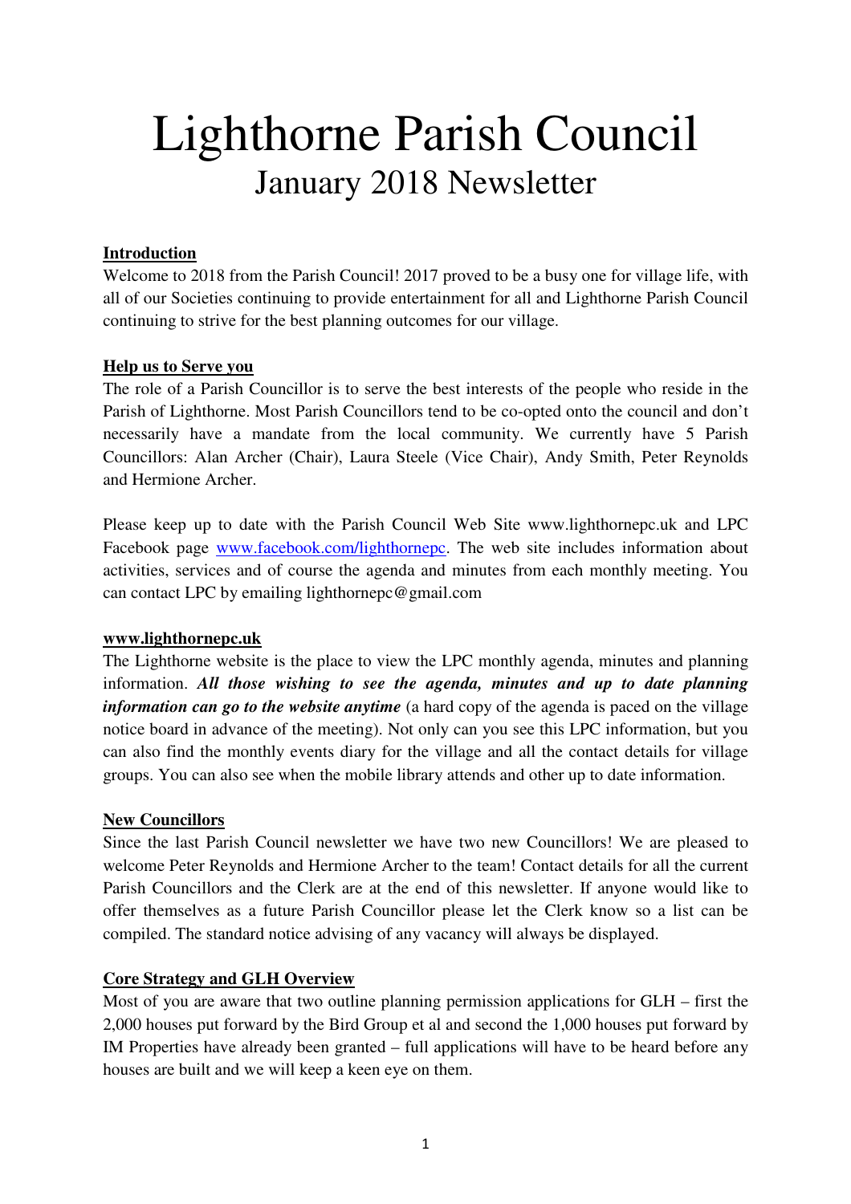# Lighthorne Parish Council

## January 2018 Newsletter

**Introduction**

Welcome to 2018 from the Parish Council! 2017 proved to be a busy one for village life, with all of our Societies continuing to provide entertainment for all and Lighthorne Parish Council continuing to strive for the best planning outcomes for our village.

**Help us to Serve you**

The role of a Parish Councillor is to serve the best interests of the people who reside in the Parish of Lighthorne. Most Parish Councillors tend to be co-opted onto the council and don't necessarily have a mandate from the local community. We currently have 5 Parish Councillors: Alan Archer (Chair), Laura Steele (Vice Chair), Andy Smith, Peter Reynolds and Hermione Archer.

Please keep up to date with the Parish Council Web Site www.lighthornepc.uk and LPC Facebook page www.facebook.com/lighthornepc. The web site includes information about activities, services and of course the agenda and minutes from each monthly meeting. You can contact LPC by emailing lighthornepc@gmail.com

**www.lighthornepc.uk**

The Lighthorne website is the place to view the LPC monthly agenda, minutes and planning information. ***All those wishing to see the agenda, minutes and up to date planning information can go to the website anytime*** (a hard copy of the agenda is paced on the village notice board in advance of the meeting). Not only can you see this LPC information, but you can also find the monthly events diary for the village and all the contact details for village groups. You can also see when the mobile library attends and other up to date information.

**New Councillors**

Since the last Parish Council newsletter we have two new Councillors! We are pleased to welcome Peter Reynolds and Hermione Archer to the team! Contact details for all the current Parish Councillors and the Clerk are at the end of this newsletter. If anyone would like to offer themselves as a future Parish Councillor please let the Clerk know so a list can be compiled. The standard notice advising of any vacancy will always be displayed.

**Core Strategy and GLH Overview**

Most of you are aware that two outline planning permission applications for GLH – first the 2,000 houses put forward by the Bird Group et al and second the 1,000 houses put forward by IM Properties have already been granted – full applications will have to be heard before any houses are built and we will keep a keen eye on them.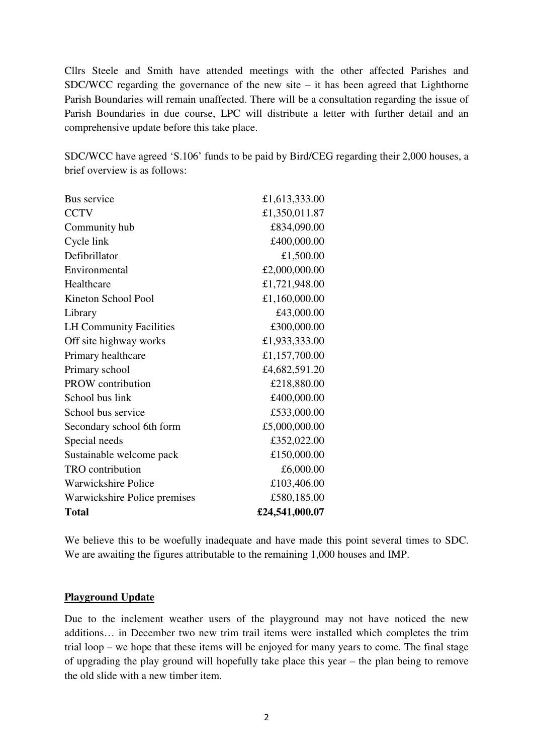Cllrs Steele and Smith have attended meetings with the other affected Parishes and SDC/WCC regarding the governance of the new site – it has been agreed that Lighthorne Parish Boundaries will remain unaffected. There will be a consultation regarding the issue of Parish Boundaries in due course, LPC will distribute a letter with further detail and an comprehensive update before this take place.

SDC/WCC have agreed 'S.106' funds to be paid by Bird/CEG regarding their 2,000 houses, a brief overview is as follows:

| | |
|---|---:|
| Bus service | £1,613,333.00 |
| CCTV | £1,350,011.87 |
| Community hub | £834,090.00 |
| Cycle link | £400,000.00 |
| Defibrillator | £1,500.00 |
| Environmental | £2,000,000.00 |
| Healthcare | £1,721,948.00 |
| Kineton School Pool | £1,160,000.00 |
| Library | £43,000.00 |
| LH Community Facilities | £300,000.00 |
| Off site highway works | £1,933,333.00 |
| Primary healthcare | £1,157,700.00 |
| Primary school | £4,682,591.20 |
| PROW contribution | £218,880.00 |
| School bus link | £400,000.00 |
| School bus service | £533,000.00 |
| Secondary school 6th form | £5,000,000.00 |
| Special needs | £352,022.00 |
| Sustainable welcome pack | £150,000.00 |
| TRO contribution | £6,000.00 |
| Warwickshire Police | £103,406.00 |
| Warwickshire Police premises | £580,185.00 |
| **Total** | **£24,541,000.07** |

We believe this to be woefully inadequate and have made this point several times to SDC. We are awaiting the figures attributable to the remaining 1,000 houses and IMP.

**Playground Update**

Due to the inclement weather users of the playground may not have noticed the new additions… in December two new trim trail items were installed which completes the trim trial loop – we hope that these items will be enjoyed for many years to come. The final stage of upgrading the play ground will hopefully take place this year – the plan being to remove the old slide with a new timber item.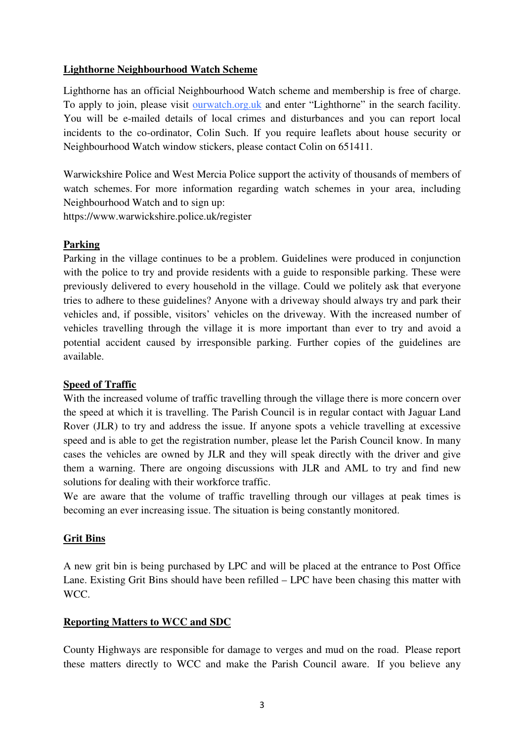## Lighthorne Neighbourhood Watch Scheme

Lighthorne has an official Neighbourhood Watch scheme and membership is free of charge. To apply to join, please visit [ourwatch.org.uk](http://ourwatch.org.uk) and enter "Lighthorne" in the search facility. You will be e-mailed details of local crimes and disturbances and you can report local incidents to the co-ordinator, Colin Such. If you require leaflets about house security or Neighbourhood Watch window stickers, please contact Colin on 651411.

Warwickshire Police and West Mercia Police support the activity of thousands of members of watch schemes. For more information regarding watch schemes in your area, including Neighbourhood Watch and to sign up:
https://www.warwickshire.police.uk/register

## Parking

Parking in the village continues to be a problem. Guidelines were produced in conjunction with the police to try and provide residents with a guide to responsible parking. These were previously delivered to every household in the village. Could we politely ask that everyone tries to adhere to these guidelines? Anyone with a driveway should always try and park their vehicles and, if possible, visitors' vehicles on the driveway. With the increased number of vehicles travelling through the village it is more important than ever to try and avoid a potential accident caused by irresponsible parking. Further copies of the guidelines are available.

## Speed of Traffic

With the increased volume of traffic travelling through the village there is more concern over the speed at which it is travelling. The Parish Council is in regular contact with Jaguar Land Rover (JLR) to try and address the issue. If anyone spots a vehicle travelling at excessive speed and is able to get the registration number, please let the Parish Council know. In many cases the vehicles are owned by JLR and they will speak directly with the driver and give them a warning. There are ongoing discussions with JLR and AML to try and find new solutions for dealing with their workforce traffic.
We are aware that the volume of traffic travelling through our villages at peak times is becoming an ever increasing issue. The situation is being constantly monitored.

## Grit Bins

A new grit bin is being purchased by LPC and will be placed at the entrance to Post Office Lane. Existing Grit Bins should have been refilled – LPC have been chasing this matter with WCC.

## Reporting Matters to WCC and SDC

County Highways are responsible for damage to verges and mud on the road. Please report these matters directly to WCC and make the Parish Council aware. If you believe any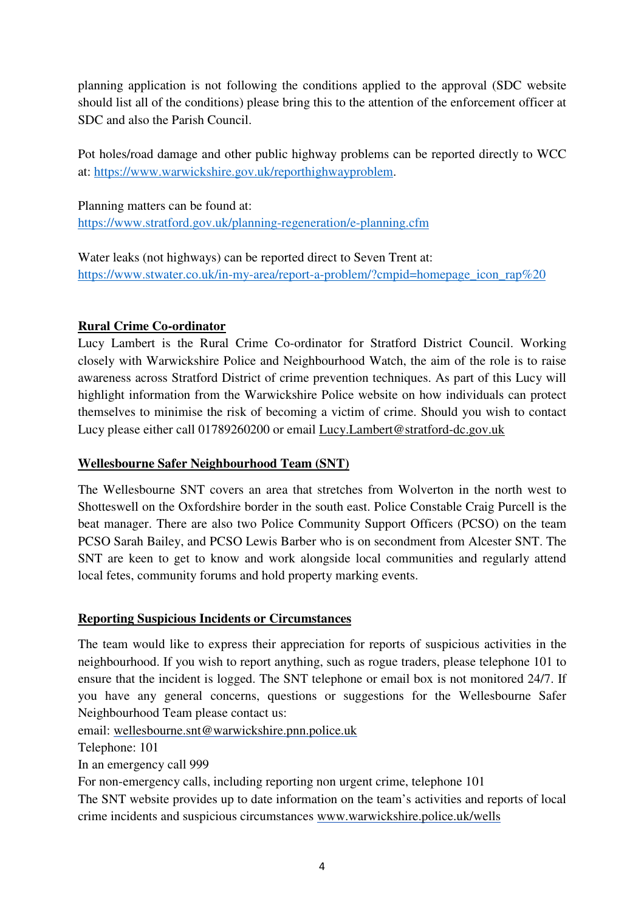planning application is not following the conditions applied to the approval (SDC website should list all of the conditions) please bring this to the attention of the enforcement officer at SDC and also the Parish Council.

Pot holes/road damage and other public highway problems can be reported directly to WCC at: https://www.warwickshire.gov.uk/reporthighwayproblem.

Planning matters can be found at:
https://www.stratford.gov.uk/planning-regeneration/e-planning.cfm

Water leaks (not highways) can be reported direct to Seven Trent at:
https://www.stwater.co.uk/in-my-area/report-a-problem/?cmpid=homepage_icon_rap%20

## Rural Crime Co-ordinator

Lucy Lambert is the Rural Crime Co-ordinator for Stratford District Council. Working closely with Warwickshire Police and Neighbourhood Watch, the aim of the role is to raise awareness across Stratford District of crime prevention techniques. As part of this Lucy will highlight information from the Warwickshire Police website on how individuals can protect themselves to minimise the risk of becoming a victim of crime. Should you wish to contact Lucy please either call 01789260200 or email Lucy.Lambert@stratford-dc.gov.uk

## Wellesbourne Safer Neighbourhood Team (SNT)

The Wellesbourne SNT covers an area that stretches from Wolverton in the north west to Shotteswell on the Oxfordshire border in the south east. Police Constable Craig Purcell is the beat manager. There are also two Police Community Support Officers (PCSO) on the team PCSO Sarah Bailey, and PCSO Lewis Barber who is on secondment from Alcester SNT. The SNT are keen to get to know and work alongside local communities and regularly attend local fetes, community forums and hold property marking events.

## Reporting Suspicious Incidents or Circumstances

The team would like to express their appreciation for reports of suspicious activities in the neighbourhood. If you wish to report anything, such as rogue traders, please telephone 101 to ensure that the incident is logged. The SNT telephone or email box is not monitored 24/7. If you have any general concerns, questions or suggestions for the Wellesbourne Safer Neighbourhood Team please contact us:
email: wellesbourne.snt@warwickshire.pnn.police.uk
Telephone: 101
In an emergency call 999
For non-emergency calls, including reporting non urgent crime, telephone 101
The SNT website provides up to date information on the team's activities and reports of local crime incidents and suspicious circumstances www.warwickshire.police.uk/wells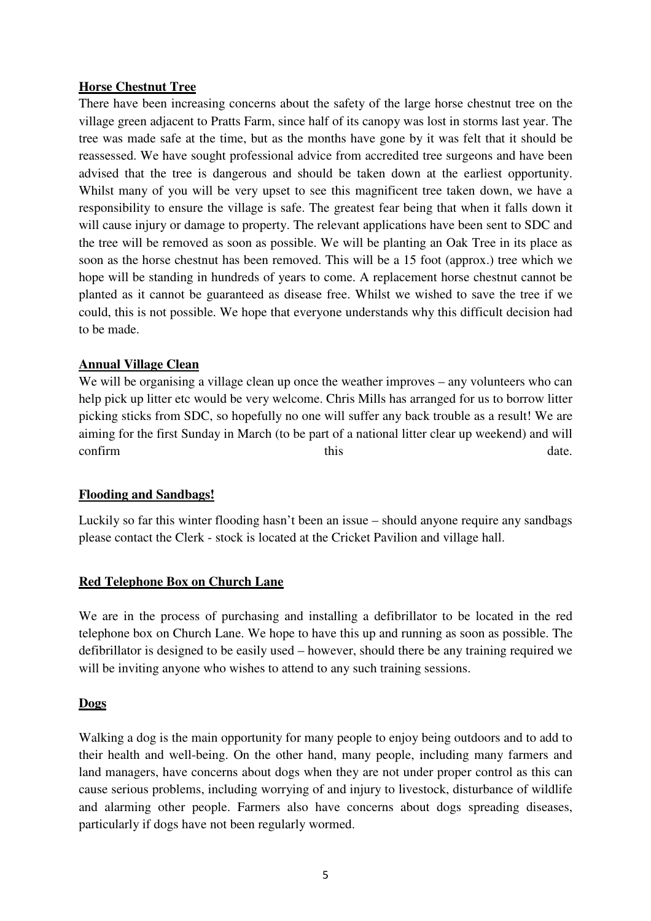**Horse Chestnut Tree**

There have been increasing concerns about the safety of the large horse chestnut tree on the village green adjacent to Pratts Farm, since half of its canopy was lost in storms last year. The tree was made safe at the time, but as the months have gone by it was felt that it should be reassessed. We have sought professional advice from accredited tree surgeons and have been advised that the tree is dangerous and should be taken down at the earliest opportunity. Whilst many of you will be very upset to see this magnificent tree taken down, we have a responsibility to ensure the village is safe. The greatest fear being that when it falls down it will cause injury or damage to property. The relevant applications have been sent to SDC and the tree will be removed as soon as possible. We will be planting an Oak Tree in its place as soon as the horse chestnut has been removed. This will be a 15 foot (approx.) tree which we hope will be standing in hundreds of years to come. A replacement horse chestnut cannot be planted as it cannot be guaranteed as disease free. Whilst we wished to save the tree if we could, this is not possible. We hope that everyone understands why this difficult decision had to be made.

**Annual Village Clean**

We will be organising a village clean up once the weather improves – any volunteers who can help pick up litter etc would be very welcome. Chris Mills has arranged for us to borrow litter picking sticks from SDC, so hopefully no one will suffer any back trouble as a result! We are aiming for the first Sunday in March (to be part of a national litter clear up weekend) and will confirm this date.

**Flooding and Sandbags!**

Luckily so far this winter flooding hasn't been an issue – should anyone require any sandbags please contact the Clerk - stock is located at the Cricket Pavilion and village hall.

**Red Telephone Box on Church Lane**

We are in the process of purchasing and installing a defibrillator to be located in the red telephone box on Church Lane. We hope to have this up and running as soon as possible. The defibrillator is designed to be easily used – however, should there be any training required we will be inviting anyone who wishes to attend to any such training sessions.

**Dogs**

Walking a dog is the main opportunity for many people to enjoy being outdoors and to add to their health and well-being. On the other hand, many people, including many farmers and land managers, have concerns about dogs when they are not under proper control as this can cause serious problems, including worrying of and injury to livestock, disturbance of wildlife and alarming other people. Farmers also have concerns about dogs spreading diseases, particularly if dogs have not been regularly wormed.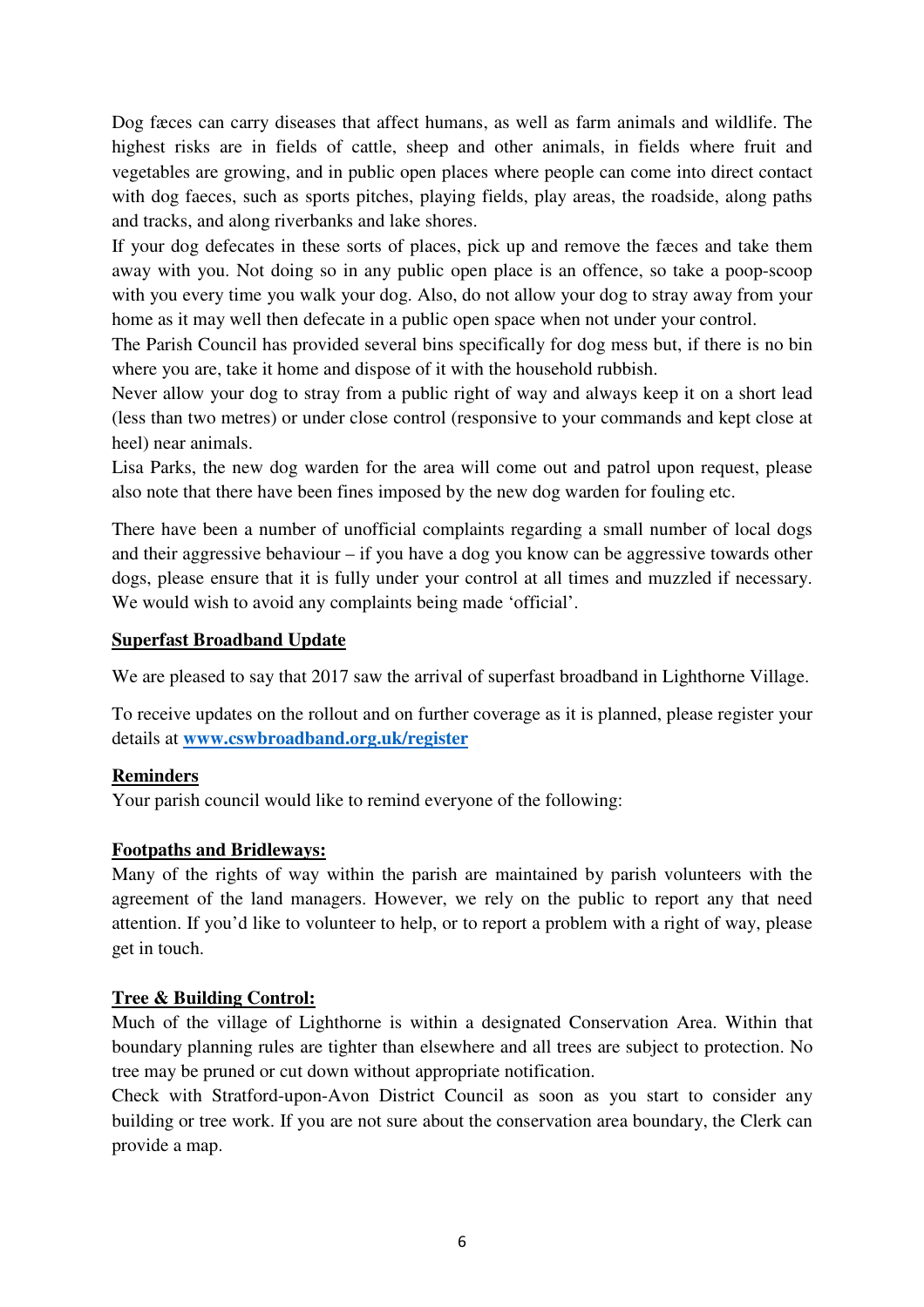Dog fæces can carry diseases that affect humans, as well as farm animals and wildlife. The highest risks are in fields of cattle, sheep and other animals, in fields where fruit and vegetables are growing, and in public open places where people can come into direct contact with dog faeces, such as sports pitches, playing fields, play areas, the roadside, along paths and tracks, and along riverbanks and lake shores.

If your dog defecates in these sorts of places, pick up and remove the fæces and take them away with you. Not doing so in any public open place is an offence, so take a poop-scoop with you every time you walk your dog. Also, do not allow your dog to stray away from your home as it may well then defecate in a public open space when not under your control.

The Parish Council has provided several bins specifically for dog mess but, if there is no bin where you are, take it home and dispose of it with the household rubbish.

Never allow your dog to stray from a public right of way and always keep it on a short lead (less than two metres) or under close control (responsive to your commands and kept close at heel) near animals.

Lisa Parks, the new dog warden for the area will come out and patrol upon request, please also note that there have been fines imposed by the new dog warden for fouling etc.

There have been a number of unofficial complaints regarding a small number of local dogs and their aggressive behaviour – if you have a dog you know can be aggressive towards other dogs, please ensure that it is fully under your control at all times and muzzled if necessary. We would wish to avoid any complaints being made 'official'.

## Superfast Broadband Update

We are pleased to say that 2017 saw the arrival of superfast broadband in Lighthorne Village.

To receive updates on the rollout and on further coverage as it is planned, please register your details at **www.cswbroadband.org.uk/register**

## Reminders

Your parish council would like to remind everyone of the following:

### Footpaths and Bridleways:

Many of the rights of way within the parish are maintained by parish volunteers with the agreement of the land managers. However, we rely on the public to report any that need attention. If you'd like to volunteer to help, or to report a problem with a right of way, please get in touch.

### Tree & Building Control:

Much of the village of Lighthorne is within a designated Conservation Area. Within that boundary planning rules are tighter than elsewhere and all trees are subject to protection. No tree may be pruned or cut down without appropriate notification.

Check with Stratford-upon-Avon District Council as soon as you start to consider any building or tree work. If you are not sure about the conservation area boundary, the Clerk can provide a map.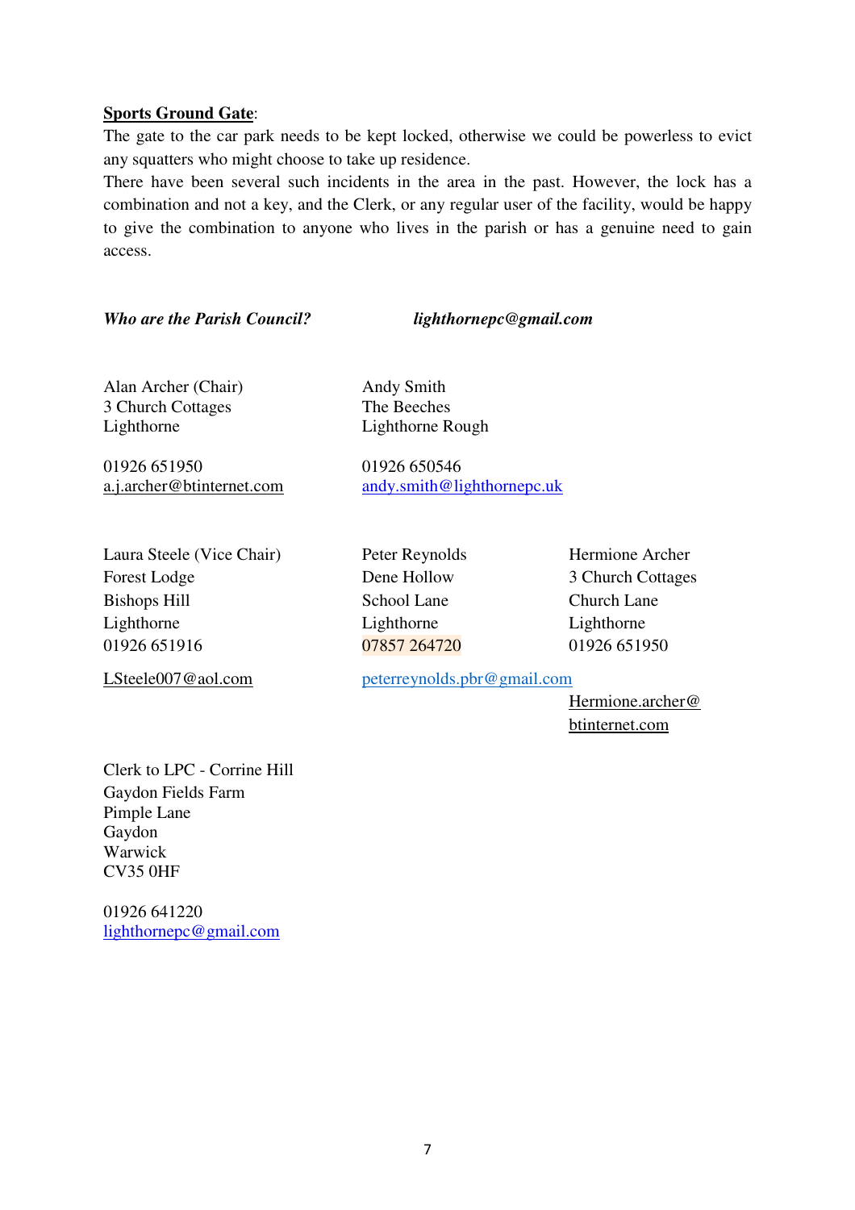**<u>Sports Ground Gate</u>**:

The gate to the car park needs to be kept locked, otherwise we could be powerless to evict any squatters who might choose to take up residence.

There have been several such incidents in the area in the past. However, the lock has a combination and not a key, and the Clerk, or any regular user of the facility, would be happy to give the combination to anyone who lives in the parish or has a genuine need to gain access.

***Who are the Parish Council?*** ***lighthornepc@gmail.com***

Alan Archer (Chair)
3 Church Cottages
Lighthorne

01926 651950
a.j.archer@btinternet.com

Andy Smith
The Beeches
Lighthorne Rough

01926 650546
andy.smith@lighthornepc.uk

Laura Steele (Vice Chair)
Forest Lodge
Bishops Hill
Lighthorne
01926 651916

LSteele007@aol.com

Peter Reynolds
Dene Hollow
School Lane
Lighthorne
07857 264720

peterreynolds.pbr@gmail.com

Hermione Archer
3 Church Cottages
Church Lane
Lighthorne
01926 651950

Hermione.archer@btinternet.com

Clerk to LPC - Corrine Hill
Gaydon Fields Farm
Pimple Lane
Gaydon
Warwick
CV35 0HF

01926 641220
lighthornepc@gmail.com